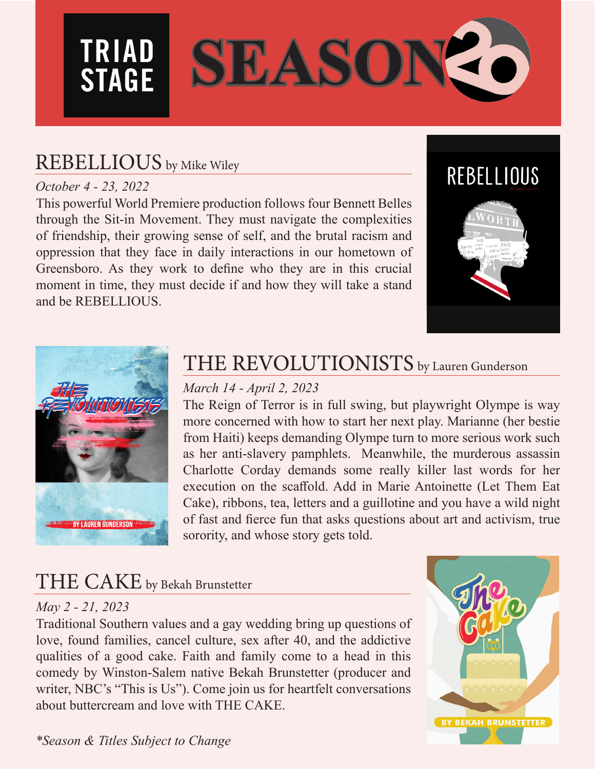# TRIAD STAGE SEASON 20

## REBELLIOUS by Mike Wiley

*October 4 - 23, 2022*

This powerful World Premiere production follows four Bennett Belles through the Sit-in Movement. They must navigate the complexities of friendship, their growing sense of self, and the brutal racism and oppression that they face in daily interactions in our hometown of Greensboro. As they work to define who they are in this crucial moment in time, they must decide if and how they will take a stand and be REBELLIOUS.

## THE REVOLUTIONISTS by Lauren Gunderson

*March 14 - April 2, 2023*

The Reign of Terror is in full swing, but playwright Olympe is way more concerned with how to start her next play. Marianne (her bestie from Haiti) keeps demanding Olympe turn to more serious work such as her anti-slavery pamphlets. Meanwhile, the murderous assassin Charlotte Corday demands some really killer last words for her execution on the scaffold. Add in Marie Antoinette (Let Them Eat Cake), ribbons, tea, letters and a guillotine and you have a wild night of fast and fierce fun that asks questions about art and activism, true sorority, and whose story gets told.

## THE CAKE by Bekah Brunstetter

*May 2 - 21, 2023*

Traditional Southern values and a gay wedding bring up questions of love, found families, cancel culture, sex after 40, and the addictive qualities of a good cake. Faith and family come to a head in this comedy by Winston-Salem native Bekah Brunstetter (producer and writer, NBC's "This is Us"). Come join us for heartfelt conversations about buttercream and love with THE CAKE.

*\*Season & Titles Subject to Change*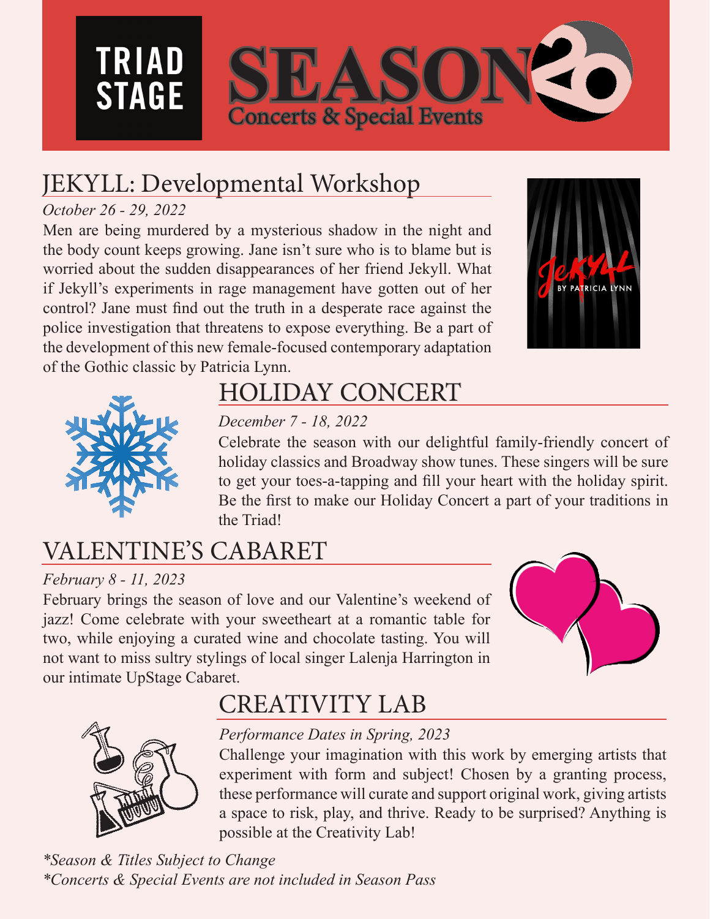# TRIAD STAGE SEASON 20

## Concerts & Special Events

## JEKYLL: Developmental Workshop

*October 26 - 29, 2022*

Men are being murdered by a mysterious shadow in the night and the body count keeps growing. Jane isn't sure who is to blame but is worried about the sudden disappearances of her friend Jekyll. What if Jekyll's experiments in rage management have gotten out of her control? Jane must find out the truth in a desperate race against the police investigation that threatens to expose everything. Be a part of the development of this new female-focused contemporary adaptation of the Gothic classic by Patricia Lynn.

## HOLIDAY CONCERT

*December 7 - 18, 2022*

Celebrate the season with our delightful family-friendly concert of holiday classics and Broadway show tunes. These singers will be sure to get your toes-a-tapping and fill your heart with the holiday spirit. Be the first to make our Holiday Concert a part of your traditions in the Triad!

## VALENTINE'S CABARET

*February 8 - 11, 2023*

February brings the season of love and our Valentine's weekend of jazz! Come celebrate with your sweetheart at a romantic table for two, while enjoying a curated wine and chocolate tasting. You will not want to miss sultry stylings of local singer Lalenja Harrington in our intimate UpStage Cabaret.

## CREATIVITY LAB

*Performance Dates in Spring, 2023*

Challenge your imagination with this work by emerging artists that experiment with form and subject! Chosen by a granting process, these performance will curate and support original work, giving artists a space to risk, play, and thrive. Ready to be surprised? Anything is possible at the Creativity Lab!

*\*Season & Titles Subject to Change*

*\*Concerts & Special Events are not included in Season Pass*